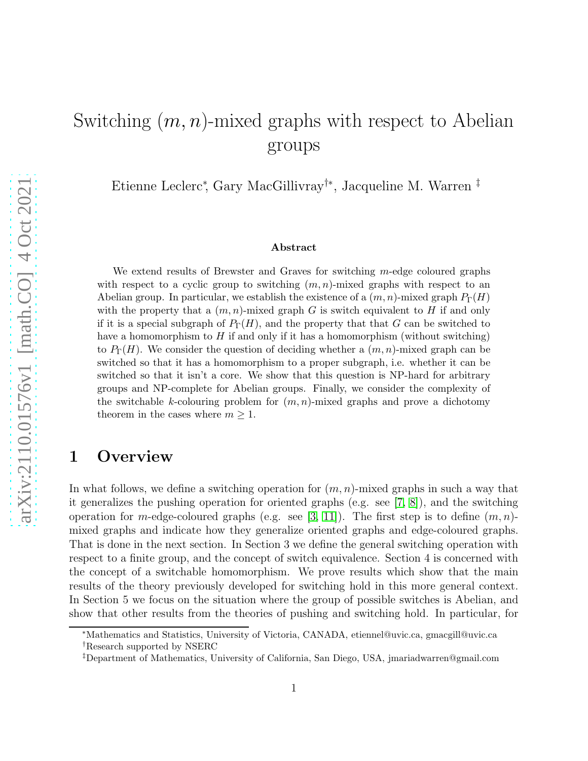# Switching $(m, n)$-mixed graphs with respect to Abelian groups

Etienne Leclerc*, Gary MacGillivray†*, Jacqueline M. Warren ‡

**Abstract**

We extend results of Brewster and Graves for switching $m$-edge coloured graphs with respect to a cyclic group to switching $(m, n)$-mixed graphs with respect to an Abelian group. In particular, we establish the existence of a $(m, n)$-mixed graph $P_\Gamma(H)$ with the property that a $(m, n)$-mixed graph $G$ is switch equivalent to $H$ if and only if it is a special subgraph of $P_\Gamma(H)$, and the property that that $G$ can be switched to have a homomorphism to $H$ if and only if it has a homomorphism (without switching) to $P_\Gamma(H)$. We consider the question of deciding whether a $(m, n)$-mixed graph can be switched so that it has a homomorphism to a proper subgraph, i.e. whether it can be switched so that it isn't a core. We show that this question is NP-hard for arbitrary groups and NP-complete for Abelian groups. Finally, we consider the complexity of the switchable $k$-colouring problem for $(m, n)$-mixed graphs and prove a dichotomy theorem in the cases where $m \geq 1$.

## 1 Overview

In what follows, we define a switching operation for $(m, n)$-mixed graphs in such a way that it generalizes the pushing operation for oriented graphs (e.g. see [7, 8]), and the switching operation for $m$-edge-coloured graphs (e.g. see [3, 11]). The first step is to define $(m, n)$-mixed graphs and indicate how they generalize oriented graphs and edge-coloured graphs. That is done in the next section. In Section 3 we define the general switching operation with respect to a finite group, and the concept of switch equivalence. Section 4 is concerned with the concept of a switchable homomorphism. We prove results which show that the main results of the theory previously developed for switching hold in this more general context. In Section 5 we focus on the situation where the group of possible switches is Abelian, and show that other results from the theories of pushing and switching hold. In particular, for

---

*Mathematics and Statistics, University of Victoria, CANADA, etiennel@uvic.ca, gmacgill@uvic.ca
†Research supported by NSERC
‡Department of Mathematics, University of California, San Diego, USA, jmariadwarren@gmail.com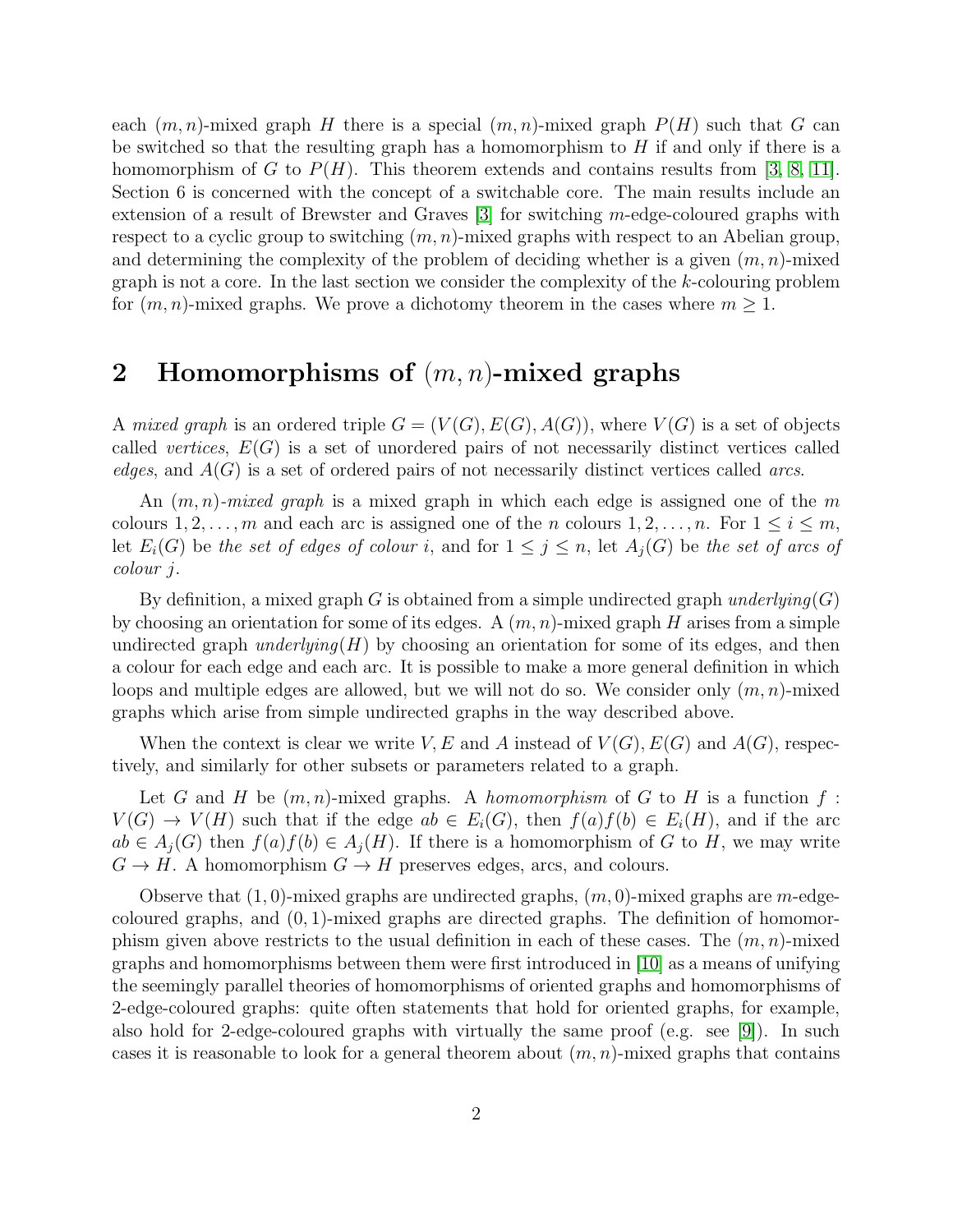each $(m, n)$-mixed graph $H$ there is a special $(m, n)$-mixed graph $P(H)$ such that $G$ can be switched so that the resulting graph has a homomorphism to $H$ if and only if there is a homomorphism of $G$ to $P(H)$. This theorem extends and contains results from [3, 8, 11]. Section 6 is concerned with the concept of a switchable core. The main results include an extension of a result of Brewster and Graves [3] for switching $m$-edge-coloured graphs with respect to a cyclic group to switching $(m, n)$-mixed graphs with respect to an Abelian group, and determining the complexity of the problem of deciding whether is a given $(m, n)$-mixed graph is not a core. In the last section we consider the complexity of the $k$-colouring problem for $(m, n)$-mixed graphs. We prove a dichotomy theorem in the cases where $m \geq 1$.

## 2 Homomorphisms of $(m, n)$-mixed graphs

A *mixed graph* is an ordered triple $G = (V(G), E(G), A(G))$, where $V(G)$ is a set of objects called *vertices*, $E(G)$ is a set of unordered pairs of not necessarily distinct vertices called *edges*, and $A(G)$ is a set of ordered pairs of not necessarily distinct vertices called *arcs*.

An $(m, n)$-*mixed graph* is a mixed graph in which each edge is assigned one of the $m$ colours $1, 2, \ldots, m$ and each arc is assigned one of the $n$ colours $1, 2, \ldots, n$. For $1 \leq i \leq m$, let $E_i(G)$ be *the set of edges of colour* $i$, and for $1 \leq j \leq n$, let $A_j(G)$ be *the set of arcs of colour* $j$.

By definition, a mixed graph $G$ is obtained from a simple undirected graph *underlying*$(G)$ by choosing an orientation for some of its edges. A $(m, n)$-mixed graph $H$ arises from a simple undirected graph *underlying*$(H)$ by choosing an orientation for some of its edges, and then a colour for each edge and each arc. It is possible to make a more general definition in which loops and multiple edges are allowed, but we will not do so. We consider only $(m, n)$-mixed graphs which arise from simple undirected graphs in the way described above.

When the context is clear we write $V, E$ and $A$ instead of $V(G), E(G)$ and $A(G)$, respectively, and similarly for other subsets or parameters related to a graph.

Let $G$ and $H$ be $(m, n)$-mixed graphs. A *homomorphism* of $G$ to $H$ is a function $f : V(G) \to V(H)$ such that if the edge $ab \in E_i(G)$, then $f(a)f(b) \in E_i(H)$, and if the arc $ab \in A_j(G)$ then $f(a)f(b) \in A_j(H)$. If there is a homomorphism of $G$ to $H$, we may write $G \to H$. A homomorphism $G \to H$ preserves edges, arcs, and colours.

Observe that $(1, 0)$-mixed graphs are undirected graphs, $(m, 0)$-mixed graphs are $m$-edge-coloured graphs, and $(0, 1)$-mixed graphs are directed graphs. The definition of homomorphism given above restricts to the usual definition in each of these cases. The $(m, n)$-mixed graphs and homomorphisms between them were first introduced in [10] as a means of unifying the seemingly parallel theories of homomorphisms of oriented graphs and homomorphisms of 2-edge-coloured graphs: quite often statements that hold for oriented graphs, for example, also hold for 2-edge-coloured graphs with virtually the same proof (e.g. see [9]). In such cases it is reasonable to look for a general theorem about $(m, n)$-mixed graphs that contains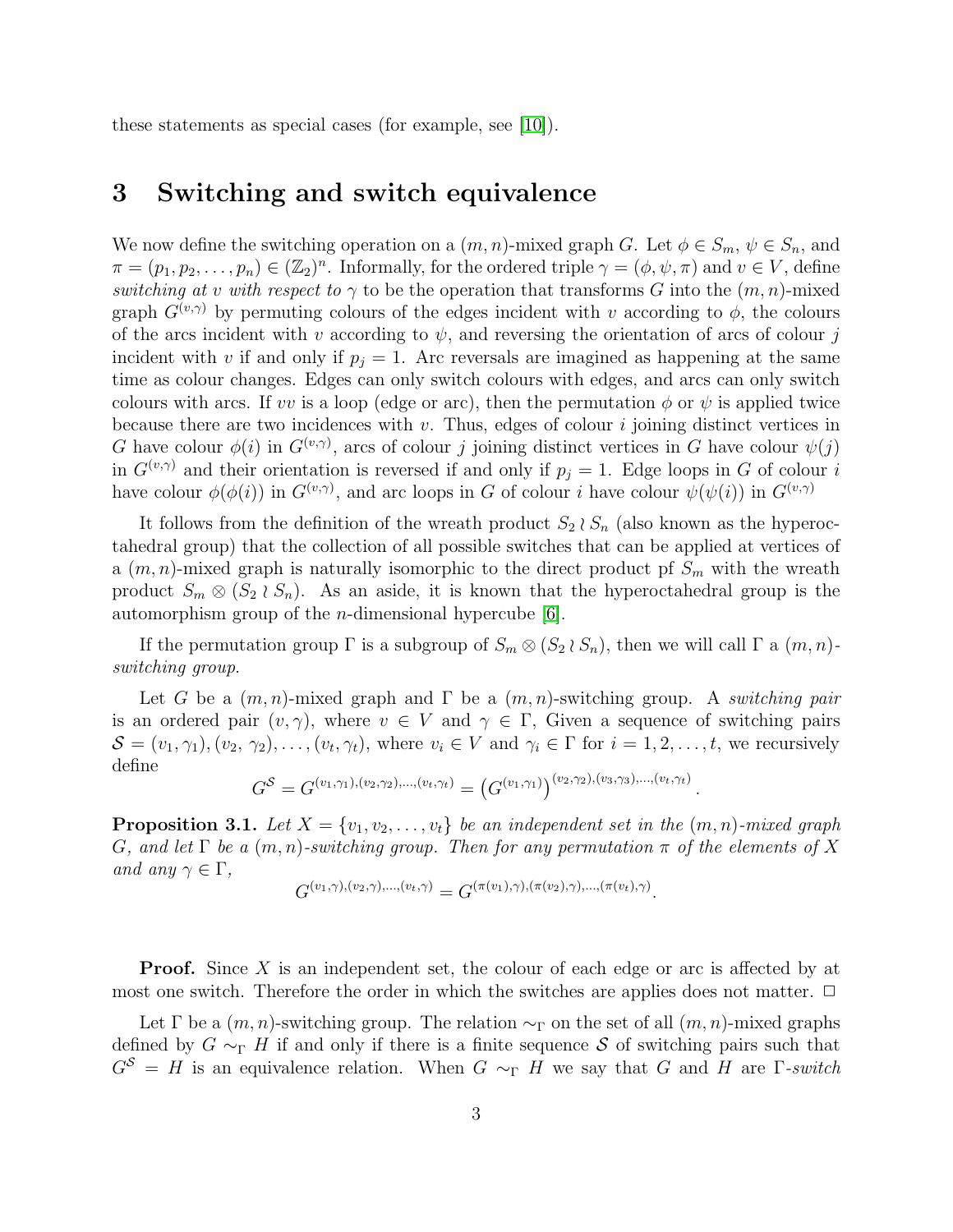these statements as special cases (for example, see [10]).

## 3 Switching and switch equivalence

We now define the switching operation on a $(m,n)$-mixed graph $G$. Let $\phi \in S_m$, $\psi \in S_n$, and $\pi = (p_1, p_2, \ldots, p_n) \in (\mathbb{Z}_2)^n$. Informally, for the ordered triple $\gamma = (\phi, \psi, \pi)$ and $v \in V$, define *switching at $v$ with respect to $\gamma$* to be the operation that transforms $G$ into the $(m,n)$-mixed graph $G^{(v,\gamma)}$ by permuting colours of the edges incident with $v$ according to $\phi$, the colours of the arcs incident with $v$ according to $\psi$, and reversing the orientation of arcs of colour $j$ incident with $v$ if and only if $p_j = 1$. Arc reversals are imagined as happening at the same time as colour changes. Edges can only switch colours with edges, and arcs can only switch colours with arcs. If $vv$ is a loop (edge or arc), then the permutation $\phi$ or $\psi$ is applied twice because there are two incidences with $v$. Thus, edges of colour $i$ joining distinct vertices in $G$ have colour $\phi(i)$ in $G^{(v,\gamma)}$, arcs of colour $j$ joining distinct vertices in $G$ have colour $\psi(j)$ in $G^{(v,\gamma)}$ and their orientation is reversed if and only if $p_j = 1$. Edge loops in $G$ of colour $i$ have colour $\phi(\phi(i))$ in $G^{(v,\gamma)}$, and arc loops in $G$ of colour $i$ have colour $\psi(\psi(i))$ in $G^{(v,\gamma)}$

It follows from the definition of the wreath product $S_2 \wr S_n$ (also known as the hyperoctahedral group) that the collection of all possible switches that can be applied at vertices of a $(m,n)$-mixed graph is naturally isomorphic to the direct product pf $S_m$ with the wreath product $S_m \otimes (S_2 \wr S_n)$. As an aside, it is known that the hyperoctahedral group is the automorphism group of the $n$-dimensional hypercube [6].

If the permutation group $\Gamma$ is a subgroup of $S_m \otimes (S_2 \wr S_n)$, then we will call $\Gamma$ a $(m,n)$-*switching group*.

Let $G$ be a $(m,n)$-mixed graph and $\Gamma$ be a $(m,n)$-switching group. A *switching pair* is an ordered pair $(v, \gamma)$, where $v \in V$ and $\gamma \in \Gamma$, Given a sequence of switching pairs $\mathcal{S} = (v_1, \gamma_1), (v_2, \gamma_2), \ldots, (v_t, \gamma_t)$, where $v_i \in V$ and $\gamma_i \in \Gamma$ for $i = 1, 2, \ldots, t$, we recursively define

$$G^{\mathcal{S}} = G^{(v_1,\gamma_1),(v_2,\gamma_2),\ldots,(v_t,\gamma_t)} = \left(G^{(v_1,\gamma_1)}\right)^{(v_2,\gamma_2),(v_3,\gamma_3),\ldots,(v_t,\gamma_t)}.$$

**Proposition 3.1.** *Let $X = \{v_1, v_2, \ldots, v_t\}$ be an independent set in the $(m,n)$-mixed graph $G$, and let $\Gamma$ be a $(m,n)$-switching group. Then for any permutation $\pi$ of the elements of $X$ and any $\gamma \in \Gamma$,*

$$G^{(v_1,\gamma),(v_2,\gamma),\ldots,(v_t,\gamma)} = G^{(\pi(v_1),\gamma),(\pi(v_2),\gamma),\ldots,(\pi(v_t),\gamma)}.$$

**Proof.** Since $X$ is an independent set, the colour of each edge or arc is affected by at most one switch. Therefore the order in which the switches are applies does not matter. $\square$

Let $\Gamma$ be a $(m,n)$-switching group. The relation $\sim_\Gamma$ on the set of all $(m,n)$-mixed graphs defined by $G \sim_\Gamma H$ if and only if there is a finite sequence $\mathcal{S}$ of switching pairs such that $G^{\mathcal{S}} = H$ is an equivalence relation. When $G \sim_\Gamma H$ we say that $G$ and $H$ are $\Gamma$-*switch*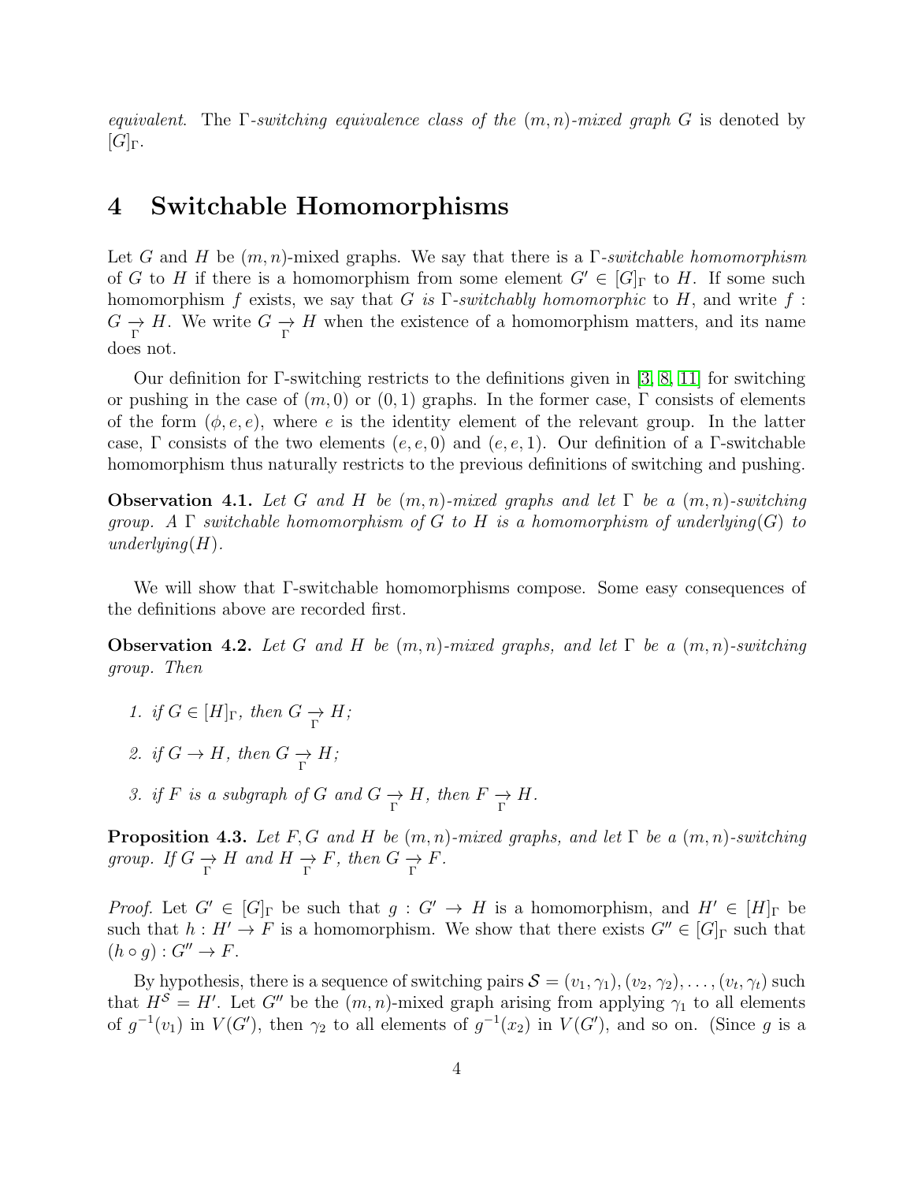*equivalent*. The $\Gamma$*-switching equivalence class of the* $(m,n)$*-mixed graph* $G$ is denoted by $[G]_\Gamma$.

# 4 Switchable Homomorphisms

Let $G$ and $H$ be $(m,n)$-mixed graphs. We say that there is a $\Gamma$*-switchable homomorphism* of $G$ to $H$ if there is a homomorphism from some element $G' \in [G]_\Gamma$ to $H$. If some such homomorphism $f$ exists, we say that $G$ *is* $\Gamma$*-switchably homomorphic* to $H$, and write $f : G \underset{\Gamma}{\to} H$. We write $G \underset{\Gamma}{\to} H$ when the existence of a homomorphism matters, and its name does not.

Our definition for $\Gamma$-switching restricts to the definitions given in [3, 8, 11] for switching or pushing in the case of $(m,0)$ or $(0,1)$ graphs. In the former case, $\Gamma$ consists of elements of the form $(\phi, e, e)$, where $e$ is the identity element of the relevant group. In the latter case, $\Gamma$ consists of the two elements $(e,e,0)$ and $(e,e,1)$. Our definition of a $\Gamma$-switchable homomorphism thus naturally restricts to the previous definitions of switching and pushing.

**Observation 4.1.** *Let* $G$ *and* $H$ *be* $(m,n)$*-mixed graphs and let* $\Gamma$ *be a* $(m,n)$*-switching group. A* $\Gamma$ *switchable homomorphism of* $G$ *to* $H$ *is a homomorphism of underlying*$(G)$ *to underlying*$(H)$.

We will show that $\Gamma$-switchable homomorphisms compose. Some easy consequences of the definitions above are recorded first.

**Observation 4.2.** *Let* $G$ *and* $H$ *be* $(m,n)$*-mixed graphs, and let* $\Gamma$ *be a* $(m,n)$*-switching group. Then*

1. *if* $G \in [H]_\Gamma$*, then* $G \underset{\Gamma}{\to} H$*;*
2. *if* $G \to H$*, then* $G \underset{\Gamma}{\to} H$*;*
3. *if* $F$ *is a subgraph of* $G$ *and* $G \underset{\Gamma}{\to} H$*, then* $F \underset{\Gamma}{\to} H$.

**Proposition 4.3.** *Let* $F, G$ *and* $H$ *be* $(m,n)$*-mixed graphs, and let* $\Gamma$ *be a* $(m,n)$*-switching group. If* $G \underset{\Gamma}{\to} H$ *and* $H \underset{\Gamma}{\to} F$*, then* $G \underset{\Gamma}{\to} F$.

*Proof.* Let $G' \in [G]_\Gamma$ be such that $g : G' \to H$ is a homomorphism, and $H' \in [H]_\Gamma$ be such that $h : H' \to F$ is a homomorphism. We show that there exists $G'' \in [G]_\Gamma$ such that $(h \circ g) : G'' \to F$.

By hypothesis, there is a sequence of switching pairs $\mathcal{S} = (v_1, \gamma_1), (v_2, \gamma_2), \ldots, (v_t, \gamma_t)$ such that $H^{\mathcal{S}} = H'$. Let $G''$ be the $(m,n)$-mixed graph arising from applying $\gamma_1$ to all elements of $g^{-1}(v_1)$ in $V(G')$, then $\gamma_2$ to all elements of $g^{-1}(x_2)$ in $V(G')$, and so on. (Since $g$ is a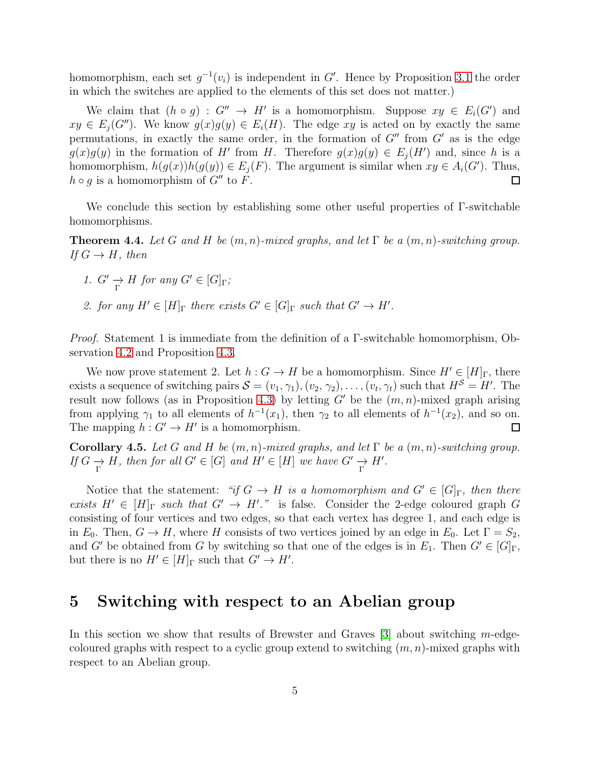homomorphism, each set $g^{-1}(v_i)$ is independent in $G'$. Hence by Proposition 3.1 the order in which the switches are applied to the elements of this set does not matter.)

We claim that $(h \circ g) : G'' \to H'$ is a homomorphism. Suppose $xy \in E_i(G')$ and $xy \in E_j(G'')$. We know $g(x)g(y) \in E_i(H)$. The edge $xy$ is acted on by exactly the same permutations, in exactly the same order, in the formation of $G''$ from $G'$ as is the edge $g(x)g(y)$ in the formation of $H'$ from $H$. Therefore $g(x)g(y) \in E_j(H')$ and, since $h$ is a homomorphism, $h(g(x))h(g(y)) \in E_j(F)$. The argument is similar when $xy \in A_i(G')$. Thus, $h \circ g$ is a homomorphism of $G''$ to $F$. □

We conclude this section by establishing some other useful properties of $\Gamma$-switchable homomorphisms.

**Theorem 4.4.** *Let $G$ and $H$ be $(m,n)$-mixed graphs, and let $\Gamma$ be a $(m,n)$-switching group. If $G \to H$, then*

1. *$G' \underset{\Gamma}{\to} H$ for any $G' \in [G]_\Gamma$;*
2. *for any $H' \in [H]_\Gamma$ there exists $G' \in [G]_\Gamma$ such that $G' \to H'$.*

*Proof.* Statement 1 is immediate from the definition of a $\Gamma$-switchable homomorphism, Observation 4.2 and Proposition 4.3.

We now prove statement 2. Let $h : G \to H$ be a homomorphism. Since $H' \in [H]_\Gamma$, there exists a sequence of switching pairs $\mathcal{S} = (v_1, \gamma_1), (v_2, \gamma_2), \ldots, (v_t, \gamma_t)$ such that $H^{\mathcal{S}} = H'$. The result now follows (as in Proposition 4.3) by letting $G'$ be the $(m,n)$-mixed graph arising from applying $\gamma_1$ to all elements of $h^{-1}(x_1)$, then $\gamma_2$ to all elements of $h^{-1}(x_2)$, and so on. The mapping $h : G' \to H'$ is a homomorphism. □

**Corollary 4.5.** *Let $G$ and $H$ be $(m,n)$-mixed graphs, and let $\Gamma$ be a $(m,n)$-switching group. If $G \underset{\Gamma}{\to} H$, then for all $G' \in [G]$ and $H' \in [H]$ we have $G' \underset{\Gamma}{\to} H'$.*

Notice that the statement: *"if $G \to H$ is a homomorphism and $G' \in [G]_\Gamma$, then there exists $H' \in [H]_\Gamma$ such that $G' \to H'$."* is false. Consider the 2-edge coloured graph $G$ consisting of four vertices and two edges, so that each vertex has degree 1, and each edge is in $E_0$. Then, $G \to H$, where $H$ consists of two vertices joined by an edge in $E_0$. Let $\Gamma = S_2$, and $G'$ be obtained from $G$ by switching so that one of the edges is in $E_1$. Then $G' \in [G]_\Gamma$, but there is no $H' \in [H]_\Gamma$ such that $G' \to H'$.

# 5 Switching with respect to an Abelian group

In this section we show that results of Brewster and Graves [3] about switching $m$-edge-coloured graphs with respect to a cyclic group extend to switching $(m,n)$-mixed graphs with respect to an Abelian group.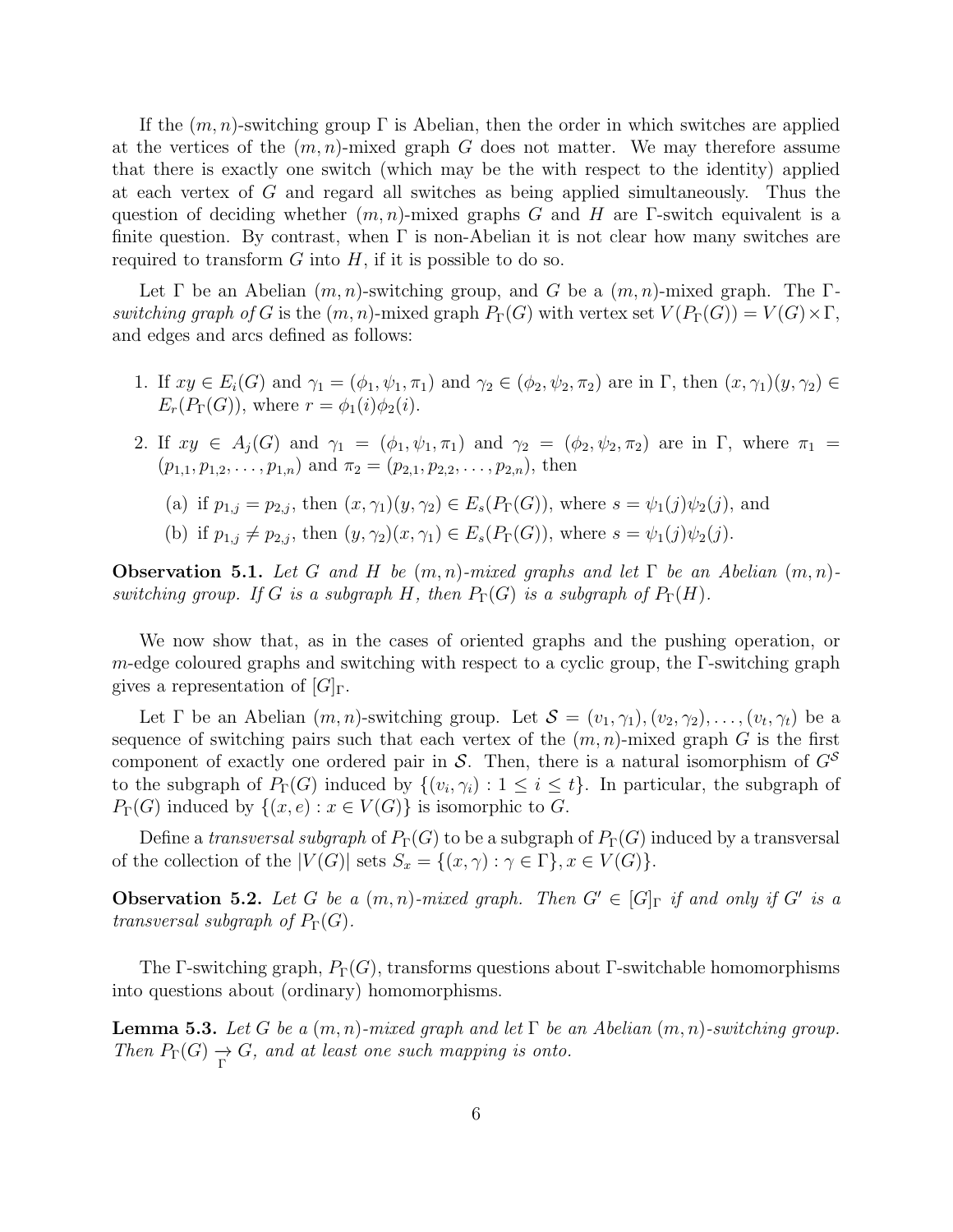If the $(m,n)$-switching group $\Gamma$ is Abelian, then the order in which switches are applied at the vertices of the $(m,n)$-mixed graph $G$ does not matter. We may therefore assume that there is exactly one switch (which may be the with respect to the identity) applied at each vertex of $G$ and regard all switches as being applied simultaneously. Thus the question of deciding whether $(m,n)$-mixed graphs $G$ and $H$ are $\Gamma$-switch equivalent is a finite question. By contrast, when $\Gamma$ is non-Abelian it is not clear how many switches are required to transform $G$ into $H$, if it is possible to do so.

Let $\Gamma$ be an Abelian $(m,n)$-switching group, and $G$ be a $(m,n)$-mixed graph. The *$\Gamma$-switching graph of $G$* is the $(m,n)$-mixed graph $P_\Gamma(G)$ with vertex set $V(P_\Gamma(G)) = V(G) \times \Gamma$, and edges and arcs defined as follows:

1. If $xy \in E_i(G)$ and $\gamma_1 = (\phi_1, \psi_1, \pi_1)$ and $\gamma_2 \in (\phi_2, \psi_2, \pi_2)$ are in $\Gamma$, then $(x, \gamma_1)(y, \gamma_2) \in E_r(P_\Gamma(G))$, where $r = \phi_1(i)\phi_2(i)$.
2. If $xy \in A_j(G)$ and $\gamma_1 = (\phi_1, \psi_1, \pi_1)$ and $\gamma_2 = (\phi_2, \psi_2, \pi_2)$ are in $\Gamma$, where $\pi_1 = (p_{1,1}, p_{1,2}, \ldots, p_{1,n})$ and $\pi_2 = (p_{2,1}, p_{2,2}, \ldots, p_{2,n})$, then
   (a) if $p_{1,j} = p_{2,j}$, then $(x, \gamma_1)(y, \gamma_2) \in E_s(P_\Gamma(G))$, where $s = \psi_1(j)\psi_2(j)$, and
   (b) if $p_{1,j} \neq p_{2,j}$, then $(y, \gamma_2)(x, \gamma_1) \in E_s(P_\Gamma(G))$, where $s = \psi_1(j)\psi_2(j)$.

**Observation 5.1.** *Let $G$ and $H$ be $(m,n)$-mixed graphs and let $\Gamma$ be an Abelian $(m,n)$-switching group. If $G$ is a subgraph $H$, then $P_\Gamma(G)$ is a subgraph of $P_\Gamma(H)$.*

We now show that, as in the cases of oriented graphs and the pushing operation, or $m$-edge coloured graphs and switching with respect to a cyclic group, the $\Gamma$-switching graph gives a representation of $[G]_\Gamma$.

Let $\Gamma$ be an Abelian $(m,n)$-switching group. Let $\mathcal{S} = (v_1, \gamma_1), (v_2, \gamma_2), \ldots, (v_t, \gamma_t)$ be a sequence of switching pairs such that each vertex of the $(m,n)$-mixed graph $G$ is the first component of exactly one ordered pair in $\mathcal{S}$. Then, there is a natural isomorphism of $G^{\mathcal{S}}$ to the subgraph of $P_\Gamma(G)$ induced by $\{(v_i, \gamma_i) : 1 \leq i \leq t\}$. In particular, the subgraph of $P_\Gamma(G)$ induced by $\{(x, e) : x \in V(G)\}$ is isomorphic to $G$.

Define a *transversal subgraph* of $P_\Gamma(G)$ to be a subgraph of $P_\Gamma(G)$ induced by a transversal of the collection of the $|V(G)|$ sets $S_x = \{(x, \gamma) : \gamma \in \Gamma\}, x \in V(G)\}$.

**Observation 5.2.** *Let $G$ be a $(m,n)$-mixed graph. Then $G' \in [G]_\Gamma$ if and only if $G'$ is a transversal subgraph of $P_\Gamma(G)$.*

The $\Gamma$-switching graph, $P_\Gamma(G)$, transforms questions about $\Gamma$-switchable homomorphisms into questions about (ordinary) homomorphisms.

**Lemma 5.3.** *Let $G$ be a $(m,n)$-mixed graph and let $\Gamma$ be an Abelian $(m,n)$-switching group. Then $P_\Gamma(G) \underset{\Gamma}{\to} G$, and at least one such mapping is onto.*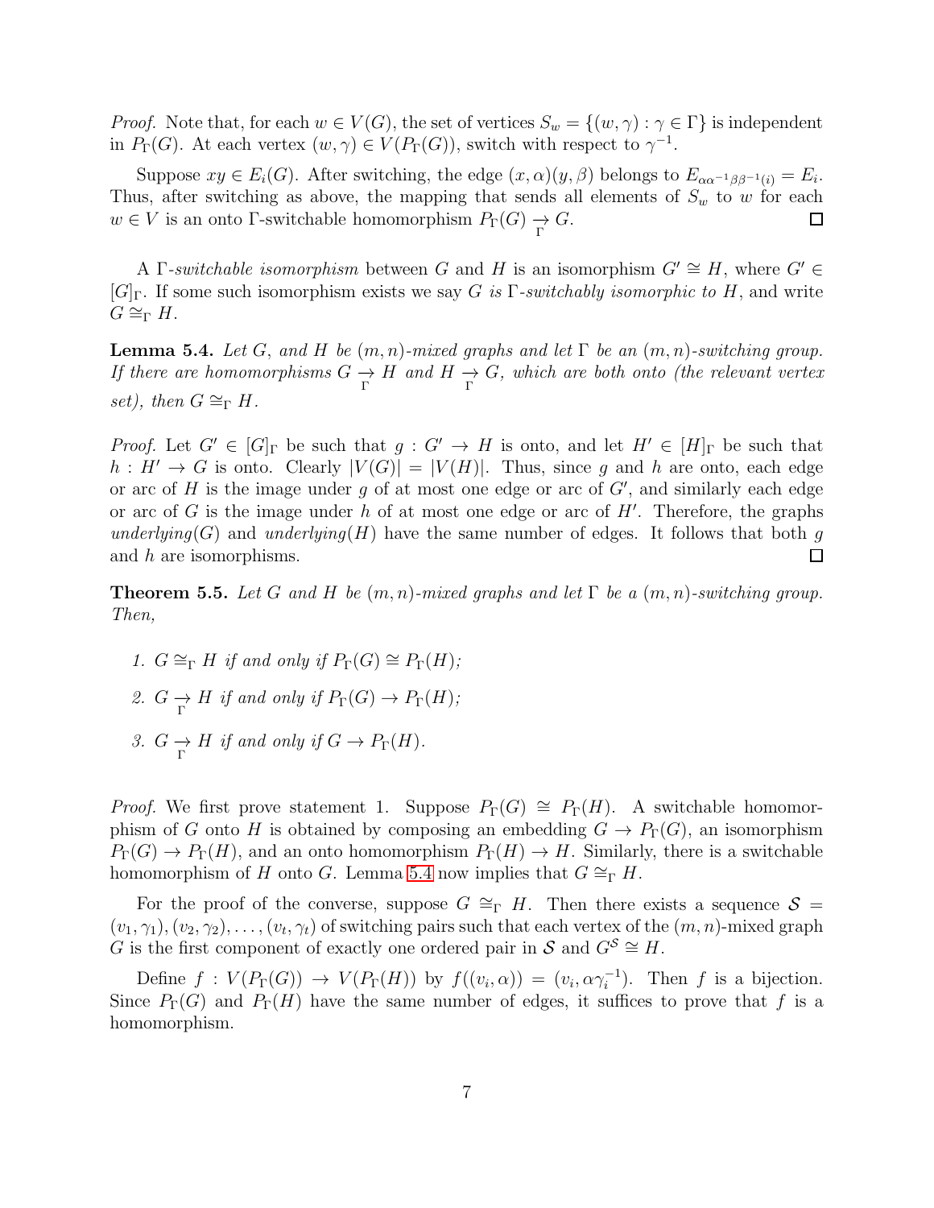*Proof.* Note that, for each $w \in V(G)$, the set of vertices $S_w = \{(w, \gamma) : \gamma \in \Gamma\}$ is independent in $P_\Gamma(G)$. At each vertex $(w, \gamma) \in V(P_\Gamma(G))$, switch with respect to $\gamma^{-1}$.

Suppose $xy \in E_i(G)$. After switching, the edge $(x, \alpha)(y, \beta)$ belongs to $E_{\alpha\alpha^{-1}\beta\beta^{-1}(i)} = E_i$. Thus, after switching as above, the mapping that sends all elements of $S_w$ to $w$ for each $w \in V$ is an onto $\Gamma$-switchable homomorphism $P_\Gamma(G) \underset{\Gamma}{\to} G$. □

A *$\Gamma$-switchable isomorphism* between $G$ and $H$ is an isomorphism $G' \cong H$, where $G' \in [G]_\Gamma$. If some such isomorphism exists we say *$G$ is $\Gamma$-switchably isomorphic to* $H$, and write $G \cong_\Gamma H$.

**Lemma 5.4.** *Let $G$, and $H$ be $(m, n)$-mixed graphs and let $\Gamma$ be an $(m, n)$-switching group. If there are homomorphisms $G \underset{\Gamma}{\to} H$ and $H \underset{\Gamma}{\to} G$, which are both onto (the relevant vertex set), then $G \cong_\Gamma H$.*

*Proof.* Let $G' \in [G]_\Gamma$ be such that $g : G' \to H$ is onto, and let $H' \in [H]_\Gamma$ be such that $h : H' \to G$ is onto. Clearly $|V(G)| = |V(H)|$. Thus, since $g$ and $h$ are onto, each edge or arc of $H$ is the image under $g$ of at most one edge or arc of $G'$, and similarly each edge or arc of $G$ is the image under $h$ of at most one edge or arc of $H'$. Therefore, the graphs *underlying*$(G)$ and *underlying*$(H)$ have the same number of edges. It follows that both $g$ and $h$ are isomorphisms. □

**Theorem 5.5.** *Let $G$ and $H$ be $(m, n)$-mixed graphs and let $\Gamma$ be a $(m, n)$-switching group. Then,*

1. *$G \cong_\Gamma H$ if and only if $P_\Gamma(G) \cong P_\Gamma(H)$;*
2. *$G \underset{\Gamma}{\to} H$ if and only if $P_\Gamma(G) \to P_\Gamma(H)$;*
3. *$G \underset{\Gamma}{\to} H$ if and only if $G \to P_\Gamma(H)$.*

*Proof.* We first prove statement 1. Suppose $P_\Gamma(G) \cong P_\Gamma(H)$. A switchable homomorphism of $G$ onto $H$ is obtained by composing an embedding $G \to P_\Gamma(G)$, an isomorphism $P_\Gamma(G) \to P_\Gamma(H)$, and an onto homomorphism $P_\Gamma(H) \to H$. Similarly, there is a switchable homomorphism of $H$ onto $G$. Lemma 5.4 now implies that $G \cong_\Gamma H$.

For the proof of the converse, suppose $G \cong_\Gamma H$. Then there exists a sequence $\mathcal{S} = (v_1, \gamma_1), (v_2, \gamma_2), \ldots, (v_t, \gamma_t)$ of switching pairs such that each vertex of the $(m, n)$-mixed graph $G$ is the first component of exactly one ordered pair in $\mathcal{S}$ and $G^{\mathcal{S}} \cong H$.

Define $f : V(P_\Gamma(G)) \to V(P_\Gamma(H))$ by $f((v_i, \alpha)) = (v_i, \alpha\gamma_i^{-1})$. Then $f$ is a bijection. Since $P_\Gamma(G)$ and $P_\Gamma(H)$ have the same number of edges, it suffices to prove that $f$ is a homomorphism.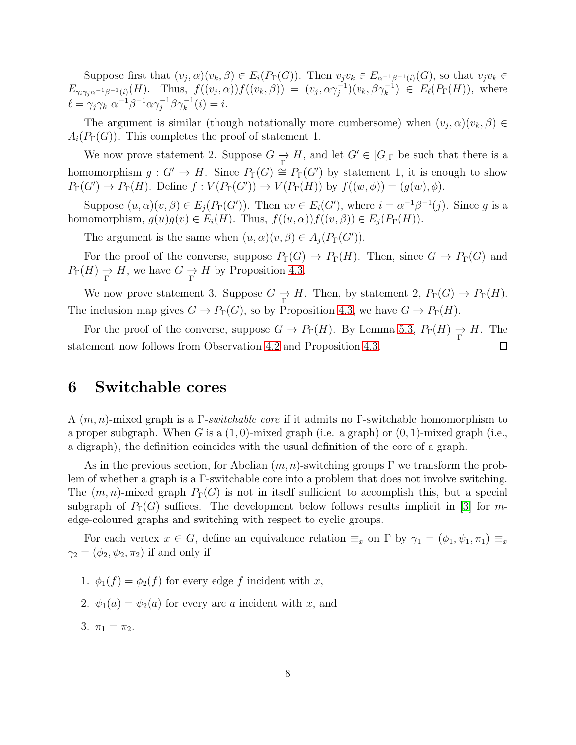Suppose first that $(v_j, \alpha)(v_k, \beta) \in E_i(P_\Gamma(G))$. Then $v_jv_k \in E_{\alpha^{-1}\beta^{-1}(i)}(G)$, so that $v_jv_k \in E_{\gamma_i\gamma_j\alpha^{-1}\beta^{-1}(i)}(H)$. Thus, $f((v_j, \alpha))f((v_k, \beta)) = (v_j, \alpha\gamma_j^{-1})(v_k, \beta\gamma_k^{-1}) \in E_\ell(P_\Gamma(H))$, where $\ell = \gamma_j\gamma_k\ \alpha^{-1}\beta^{-1}\alpha\gamma_j^{-1}\beta\gamma_k^{-1}(i) = i$.

The argument is similar (though notationally more cumbersome) when $(v_j, \alpha)(v_k, \beta) \in A_i(P_\Gamma(G))$. This completes the proof of statement 1.

We now prove statement 2. Suppose $G \underset{\Gamma}{\to} H$, and let $G' \in [G]_\Gamma$ be such that there is a homomorphism $g : G' \to H$. Since $P_\Gamma(G) \cong P_\Gamma(G')$ by statement 1, it is enough to show $P_\Gamma(G') \to P_\Gamma(H)$. Define $f : V(P_\Gamma(G')) \to V(P_\Gamma(H))$ by $f((w, \phi)) = (g(w), \phi)$.

Suppose $(u, \alpha)(v, \beta) \in E_j(P_\Gamma(G'))$. Then $uv \in E_i(G')$, where $i = \alpha^{-1}\beta^{-1}(j)$. Since $g$ is a homomorphism, $g(u)g(v) \in E_i(H)$. Thus, $f((u, \alpha))f((v, \beta)) \in E_j(P_\Gamma(H))$.

The argument is the same when $(u, \alpha)(v, \beta) \in A_j(P_\Gamma(G'))$.

For the proof of the converse, suppose $P_\Gamma(G) \to P_\Gamma(H)$. Then, since $G \to P_\Gamma(G)$ and $P_\Gamma(H) \underset{\Gamma}{\to} H$, we have $G \underset{\Gamma}{\to} H$ by Proposition 4.3.

We now prove statement 3. Suppose $G \underset{\Gamma}{\to} H$. Then, by statement 2, $P_\Gamma(G) \to P_\Gamma(H)$. The inclusion map gives $G \to P_\Gamma(G)$, so by Proposition 4.3, we have $G \to P_\Gamma(H)$.

For the proof of the converse, suppose $G \to P_\Gamma(H)$. By Lemma 5.3, $P_\Gamma(H) \underset{\Gamma}{\to} H$. The statement now follows from Observation 4.2 and Proposition 4.3. □

# 6 Switchable cores

A $(m, n)$-mixed graph is a $\Gamma$-*switchable core* if it admits no $\Gamma$-switchable homomorphism to a proper subgraph. When $G$ is a $(1, 0)$-mixed graph (i.e. a graph) or $(0, 1)$-mixed graph (i.e., a digraph), the definition coincides with the usual definition of the core of a graph.

As in the previous section, for Abelian $(m, n)$-switching groups $\Gamma$ we transform the problem of whether a graph is a $\Gamma$-switchable core into a problem that does not involve switching. The $(m, n)$-mixed graph $P_\Gamma(G)$ is not in itself sufficient to accomplish this, but a special subgraph of $P_\Gamma(G)$ suffices. The development below follows results implicit in [3] for $m$-edge-coloured graphs and switching with respect to cyclic groups.

For each vertex $x \in G$, define an equivalence relation $\equiv_x$ on $\Gamma$ by $\gamma_1 = (\phi_1, \psi_1, \pi_1) \equiv_x \gamma_2 = (\phi_2, \psi_2, \pi_2)$ if and only if

1. $\phi_1(f) = \phi_2(f)$ for every edge $f$ incident with $x$,
2. $\psi_1(a) = \psi_2(a)$ for every arc $a$ incident with $x$, and
3. $\pi_1 = \pi_2$.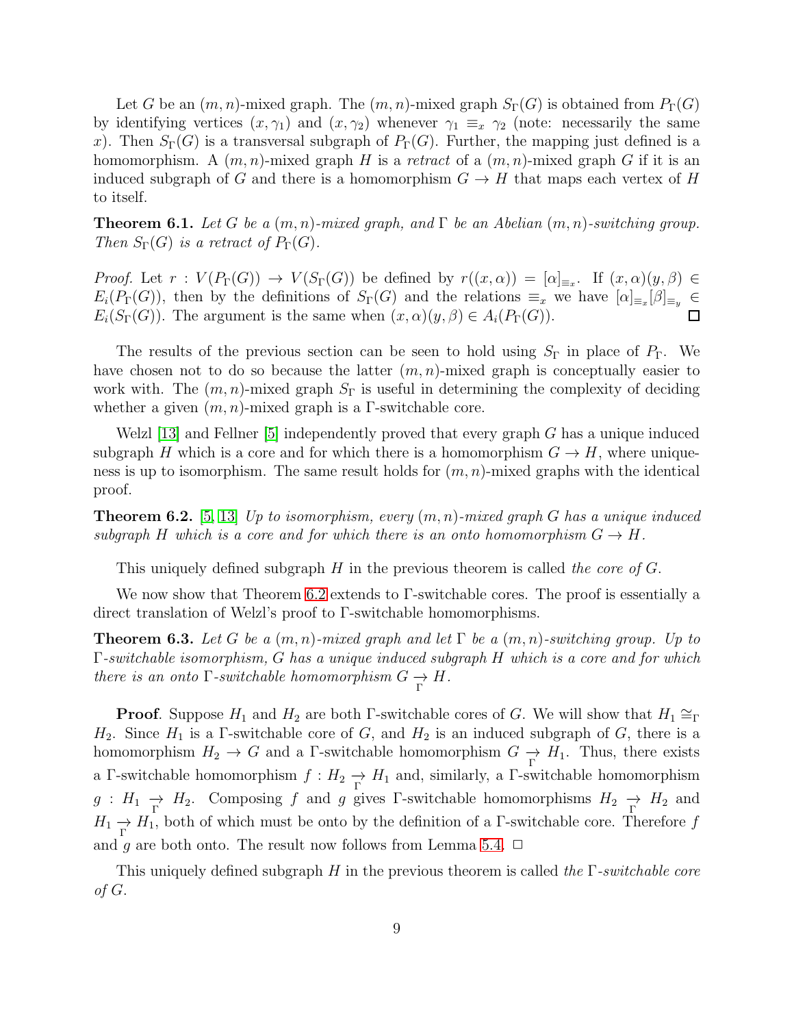Let $G$ be an $(m,n)$-mixed graph. The $(m,n)$-mixed graph $S_\Gamma(G)$ is obtained from $P_\Gamma(G)$ by identifying vertices $(x,\gamma_1)$ and $(x,\gamma_2)$ whenever $\gamma_1 \equiv_x \gamma_2$ (note: necessarily the same $x$). Then $S_\Gamma(G)$ is a transversal subgraph of $P_\Gamma(G)$. Further, the mapping just defined is a homomorphism. A $(m,n)$-mixed graph $H$ is a *retract* of a $(m,n)$-mixed graph $G$ if it is an induced subgraph of $G$ and there is a homomorphism $G \to H$ that maps each vertex of $H$ to itself.

**Theorem 6.1.** *Let $G$ be a $(m,n)$-mixed graph, and $\Gamma$ be an Abelian $(m,n)$-switching group. Then $S_\Gamma(G)$ is a retract of $P_\Gamma(G)$.*

*Proof.* Let $r : V(P_\Gamma(G)) \to V(S_\Gamma(G))$ be defined by $r((x,\alpha)) = [\alpha]_{\equiv_x}$. If $(x,\alpha)(y,\beta) \in E_i(P_\Gamma(G))$, then by the definitions of $S_\Gamma(G)$ and the relations $\equiv_x$ we have $[\alpha]_{\equiv_x}[\beta]_{\equiv_y} \in E_i(S_\Gamma(G))$. The argument is the same when $(x,\alpha)(y,\beta) \in A_i(P_\Gamma(G))$. □

The results of the previous section can be seen to hold using $S_\Gamma$ in place of $P_\Gamma$. We have chosen not to do so because the latter $(m,n)$-mixed graph is conceptually easier to work with. The $(m,n)$-mixed graph $S_\Gamma$ is useful in determining the complexity of deciding whether a given $(m,n)$-mixed graph is a $\Gamma$-switchable core.

Welzl [13] and Fellner [5] independently proved that every graph $G$ has a unique induced subgraph $H$ which is a core and for which there is a homomorphism $G \to H$, where uniqueness is up to isomorphism. The same result holds for $(m,n)$-mixed graphs with the identical proof.

**Theorem 6.2.** [5, 13] *Up to isomorphism, every $(m,n)$-mixed graph $G$ has a unique induced subgraph $H$ which is a core and for which there is an onto homomorphism $G \to H$.*

This uniquely defined subgraph $H$ in the previous theorem is called *the core of* $G$.

We now show that Theorem 6.2 extends to $\Gamma$-switchable cores. The proof is essentially a direct translation of Welzl's proof to $\Gamma$-switchable homomorphisms.

**Theorem 6.3.** *Let $G$ be a $(m,n)$-mixed graph and let $\Gamma$ be a $(m,n)$-switching group. Up to $\Gamma$-switchable isomorphism, $G$ has a unique induced subgraph $H$ which is a core and for which there is an onto $\Gamma$-switchable homomorphism $G \underset{\Gamma}{\to} H$.*

**Proof**. Suppose $H_1$ and $H_2$ are both $\Gamma$-switchable cores of $G$. We will show that $H_1 \cong_\Gamma H_2$. Since $H_1$ is a $\Gamma$-switchable core of $G$, and $H_2$ is an induced subgraph of $G$, there is a homomorphism $H_2 \to G$ and a $\Gamma$-switchable homomorphism $G \underset{\Gamma}{\to} H_1$. Thus, there exists a $\Gamma$-switchable homomorphism $f : H_2 \underset{\Gamma}{\to} H_1$ and, similarly, a $\Gamma$-switchable homomorphism $g : H_1 \underset{\Gamma}{\to} H_2$. Composing $f$ and $g$ gives $\Gamma$-switchable homomorphisms $H_2 \underset{\Gamma}{\to} H_2$ and $H_1 \underset{\Gamma}{\to} H_1$, both of which must be onto by the definition of a $\Gamma$-switchable core. Therefore $f$ and $g$ are both onto. The result now follows from Lemma 5.4. □

This uniquely defined subgraph $H$ in the previous theorem is called *the $\Gamma$-switchable core of $G$*.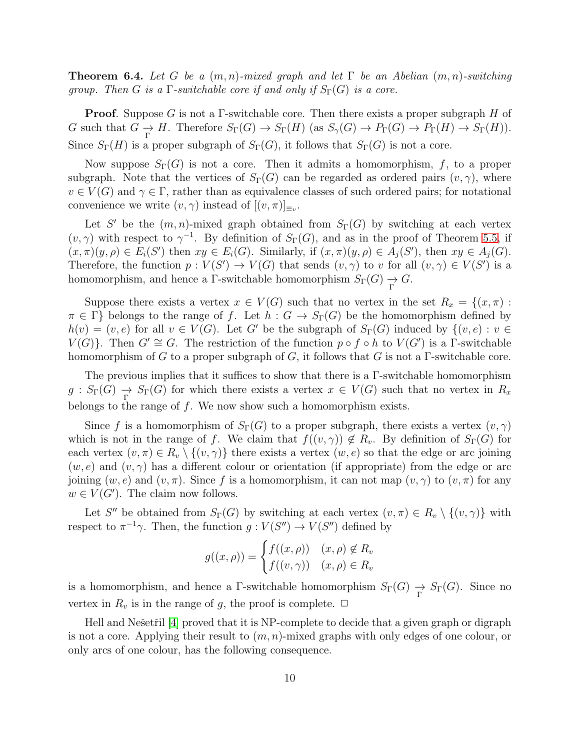**Theorem 6.4.** *Let $G$ be a $(m,n)$-mixed graph and let $\Gamma$ be an Abelian $(m,n)$-switching group. Then $G$ is a $\Gamma$-switchable core if and only if $S_\Gamma(G)$ is a core.*

**Proof**. Suppose $G$ is not a $\Gamma$-switchable core. Then there exists a proper subgraph $H$ of $G$ such that $G \underset{\Gamma}{\to} H$. Therefore $S_\Gamma(G) \to S_\Gamma(H)$ (as $S_\gamma(G) \to P_\Gamma(G) \to P_\Gamma(H) \to S_\Gamma(H)$). Since $S_\Gamma(H)$ is a proper subgraph of $S_\Gamma(G)$, it follows that $S_\Gamma(G)$ is not a core.

Now suppose $S_\Gamma(G)$ is not a core. Then it admits a homomorphism, $f$, to a proper subgraph. Note that the vertices of $S_\Gamma(G)$ can be regarded as ordered pairs $(v,\gamma)$, where $v \in V(G)$ and $\gamma \in \Gamma$, rather than as equivalence classes of such ordered pairs; for notational convenience we write $(v,\gamma)$ instead of $[(v,\pi)]_{\equiv_v}$.

Let $S'$ be the $(m,n)$-mixed graph obtained from $S_\Gamma(G)$ by switching at each vertex $(v,\gamma)$ with respect to $\gamma^{-1}$. By definition of $S_\Gamma(G)$, and as in the proof of Theorem 5.5, if $(x,\pi)(y,\rho) \in E_i(S')$ then $xy \in E_i(G)$. Similarly, if $(x,\pi)(y,\rho) \in A_j(S')$, then $xy \in A_j(G)$. Therefore, the function $p : V(S') \to V(G)$ that sends $(v,\gamma)$ to $v$ for all $(v,\gamma) \in V(S')$ is a homomorphism, and hence a $\Gamma$-switchable homomorphism $S_\Gamma(G) \underset{\Gamma}{\to} G$.

Suppose there exists a vertex $x \in V(G)$ such that no vertex in the set $R_x = \{(x,\pi) : \pi \in \Gamma\}$ belongs to the range of $f$. Let $h : G \to S_\Gamma(G)$ be the homomorphism defined by $h(v) = (v,e)$ for all $v \in V(G)$. Let $G'$ be the subgraph of $S_\Gamma(G)$ induced by $\{(v,e) : v \in V(G)\}$. Then $G' \cong G$. The restriction of the function $p \circ f \circ h$ to $V(G')$ is a $\Gamma$-switchable homomorphism of $G$ to a proper subgraph of $G$, it follows that $G$ is not a $\Gamma$-switchable core.

The previous implies that it suffices to show that there is a $\Gamma$-switchable homomorphism $g : S_\Gamma(G) \underset{\Gamma}{\to} S_\Gamma(G)$ for which there exists a vertex $x \in V(G)$ such that no vertex in $R_x$ belongs to the range of $f$. We now show such a homomorphism exists.

Since $f$ is a homomorphism of $S_\Gamma(G)$ to a proper subgraph, there exists a vertex $(v,\gamma)$ which is not in the range of $f$. We claim that $f((v,\gamma)) \notin R_v$. By definition of $S_\Gamma(G)$ for each vertex $(v,\pi) \in R_v \setminus \{(v,\gamma)\}$ there exists a vertex $(w,e)$ so that the edge or arc joining $(w,e)$ and $(v,\gamma)$ has a different colour or orientation (if appropriate) from the edge or arc joining $(w,e)$ and $(v,\pi)$. Since $f$ is a homomorphism, it can not map $(v,\gamma)$ to $(v,\pi)$ for any $w \in V(G')$. The claim now follows.

Let $S''$ be obtained from $S_\Gamma(G)$ by switching at each vertex $(v,\pi) \in R_v \setminus \{(v,\gamma)\}$ with respect to $\pi^{-1}\gamma$. Then, the function $g : V(S'') \to V(S'')$ defined by

$$g((x,\rho)) = \begin{cases} f((x,\rho)) & (x,\rho) \notin R_v \\ f((v,\gamma)) & (x,\rho) \in R_v \end{cases}$$

is a homomorphism, and hence a $\Gamma$-switchable homomorphism $S_\Gamma(G) \underset{\Gamma}{\to} S_\Gamma(G)$. Since no vertex in $R_v$ is in the range of $g$, the proof is complete. $\Box$

Hell and Nešetřil [4] proved that it is NP-complete to decide that a given graph or digraph is not a core. Applying their result to $(m,n)$-mixed graphs with only edges of one colour, or only arcs of one colour, has the following consequence.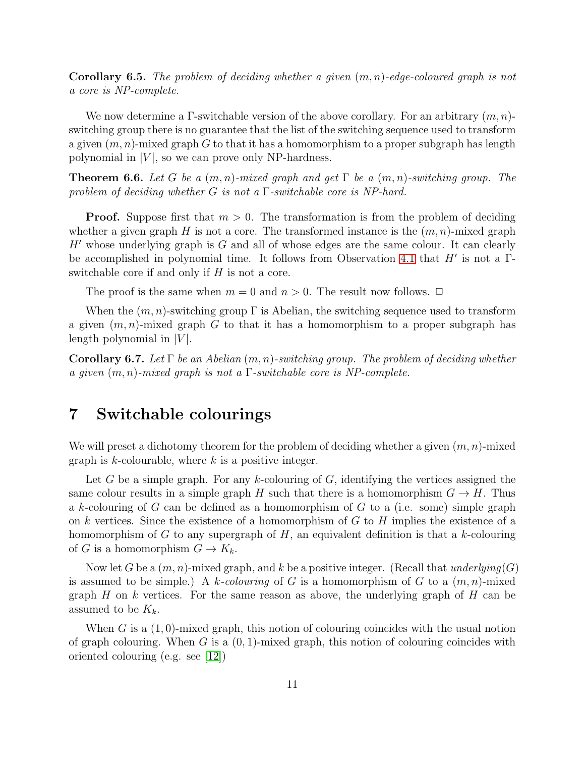**Corollary 6.5.** *The problem of deciding whether a given $(m, n)$-edge-coloured graph is not a core is NP-complete.*

We now determine a $\Gamma$-switchable version of the above corollary. For an arbitrary $(m, n)$-switching group there is no guarantee that the list of the switching sequence used to transform a given $(m, n)$-mixed graph $G$ to that it has a homomorphism to a proper subgraph has length polynomial in $|V|$, so we can prove only NP-hardness.

**Theorem 6.6.** *Let $G$ be a $(m, n)$-mixed graph and get $\Gamma$ be a $(m, n)$-switching group. The problem of deciding whether $G$ is not a $\Gamma$-switchable core is NP-hard.*

**Proof.** Suppose first that $m > 0$. The transformation is from the problem of deciding whether a given graph $H$ is not a core. The transformed instance is the $(m, n)$-mixed graph $H'$ whose underlying graph is $G$ and all of whose edges are the same colour. It can clearly be accomplished in polynomial time. It follows from Observation 4.1 that $H'$ is not a $\Gamma$-switchable core if and only if $H$ is not a core.

The proof is the same when $m = 0$ and $n > 0$. The result now follows. $\Box$

When the $(m, n)$-switching group $\Gamma$ is Abelian, the switching sequence used to transform a given $(m, n)$-mixed graph $G$ to that it has a homomorphism to a proper subgraph has length polynomial in $|V|$.

**Corollary 6.7.** *Let $\Gamma$ be an Abelian $(m, n)$-switching group. The problem of deciding whether a given $(m, n)$-mixed graph is not a $\Gamma$-switchable core is NP-complete.*

# 7 Switchable colourings

We will preset a dichotomy theorem for the problem of deciding whether a given $(m, n)$-mixed graph is $k$-colourable, where $k$ is a positive integer.

Let $G$ be a simple graph. For any $k$-colouring of $G$, identifying the vertices assigned the same colour results in a simple graph $H$ such that there is a homomorphism $G \to H$. Thus a $k$-colouring of $G$ can be defined as a homomorphism of $G$ to a (i.e. some) simple graph on $k$ vertices. Since the existence of a homomorphism of $G$ to $H$ implies the existence of a homomorphism of $G$ to any supergraph of $H$, an equivalent definition is that a $k$-colouring of $G$ is a homomorphism $G \to K_k$.

Now let $G$ be a $(m, n)$-mixed graph, and $k$ be a positive integer. (Recall that *underlying*$(G)$ is assumed to be simple.) A *$k$-colouring* of $G$ is a homomorphism of $G$ to a $(m, n)$-mixed graph $H$ on $k$ vertices. For the same reason as above, the underlying graph of $H$ can be assumed to be $K_k$.

When $G$ is a $(1, 0)$-mixed graph, this notion of colouring coincides with the usual notion of graph colouring. When $G$ is a $(0, 1)$-mixed graph, this notion of colouring coincides with oriented colouring (e.g. see [12])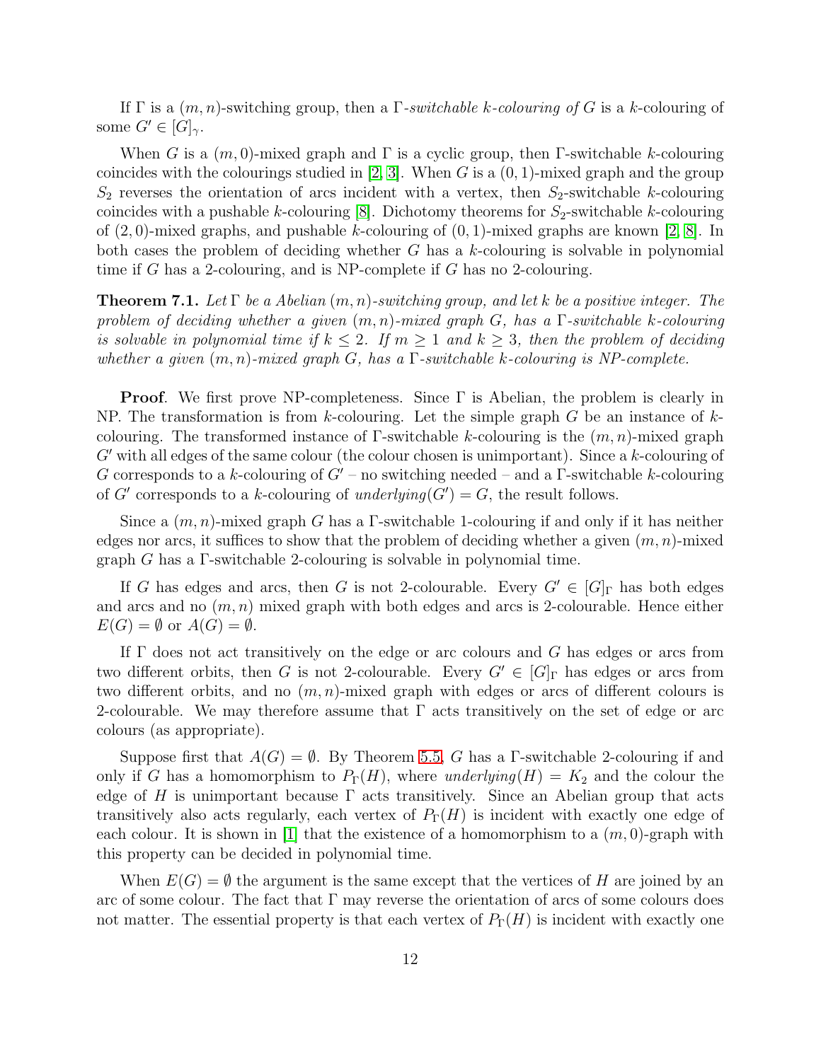If $\Gamma$ is a $(m,n)$-switching group, then a $\Gamma$*-switchable* $k$*-colouring of* $G$ is a $k$-colouring of some $G' \in [G]_\gamma$.

When $G$ is a $(m,0)$-mixed graph and $\Gamma$ is a cyclic group, then $\Gamma$-switchable $k$-colouring coincides with the colourings studied in [2, 3]. When $G$ is a $(0,1)$-mixed graph and the group $S_2$ reverses the orientation of arcs incident with a vertex, then $S_2$-switchable $k$-colouring coincides with a pushable $k$-colouring [8]. Dichotomy theorems for $S_2$-switchable $k$-colouring of $(2,0)$-mixed graphs, and pushable $k$-colouring of $(0,1)$-mixed graphs are known [2, 8]. In both cases the problem of deciding whether $G$ has a $k$-colouring is solvable in polynomial time if $G$ has a 2-colouring, and is NP-complete if $G$ has no 2-colouring.

**Theorem 7.1.** *Let $\Gamma$ be a Abelian $(m,n)$-switching group, and let $k$ be a positive integer. The problem of deciding whether a given $(m,n)$-mixed graph $G$, has a $\Gamma$-switchable $k$-colouring is solvable in polynomial time if $k \leq 2$. If $m \geq 1$ and $k \geq 3$, then the problem of deciding whether a given $(m,n)$-mixed graph $G$, has a $\Gamma$-switchable $k$-colouring is NP-complete.*

**Proof**. We first prove NP-completeness. Since $\Gamma$ is Abelian, the problem is clearly in NP. The transformation is from $k$-colouring. Let the simple graph $G$ be an instance of $k$-colouring. The transformed instance of $\Gamma$-switchable $k$-colouring is the $(m,n)$-mixed graph $G'$ with all edges of the same colour (the colour chosen is unimportant). Since a $k$-colouring of $G$ corresponds to a $k$-colouring of $G'$ – no switching needed – and a $\Gamma$-switchable $k$-colouring of $G'$ corresponds to a $k$-colouring of *underlying*$(G') = G$, the result follows.

Since a $(m,n)$-mixed graph $G$ has a $\Gamma$-switchable 1-colouring if and only if it has neither edges nor arcs, it suffices to show that the problem of deciding whether a given $(m,n)$-mixed graph $G$ has a $\Gamma$-switchable 2-colouring is solvable in polynomial time.

If $G$ has edges and arcs, then $G$ is not 2-colourable. Every $G' \in [G]_\Gamma$ has both edges and arcs and no $(m,n)$ mixed graph with both edges and arcs is 2-colourable. Hence either $E(G) = \emptyset$ or $A(G) = \emptyset$.

If $\Gamma$ does not act transitively on the edge or arc colours and $G$ has edges or arcs from two different orbits, then $G$ is not 2-colourable. Every $G' \in [G]_\Gamma$ has edges or arcs from two different orbits, and no $(m,n)$-mixed graph with edges or arcs of different colours is 2-colourable. We may therefore assume that $\Gamma$ acts transitively on the set of edge or arc colours (as appropriate).

Suppose first that $A(G) = \emptyset$. By Theorem 5.5, $G$ has a $\Gamma$-switchable 2-colouring if and only if $G$ has a homomorphism to $P_\Gamma(H)$, where *underlying*$(H) = K_2$ and the colour the edge of $H$ is unimportant because $\Gamma$ acts transitively. Since an Abelian group that acts transitively also acts regularly, each vertex of $P_\Gamma(H)$ is incident with exactly one edge of each colour. It is shown in [1] that the existence of a homomorphism to a $(m,0)$-graph with this property can be decided in polynomial time.

When $E(G) = \emptyset$ the argument is the same except that the vertices of $H$ are joined by an arc of some colour. The fact that $\Gamma$ may reverse the orientation of arcs of some colours does not matter. The essential property is that each vertex of $P_\Gamma(H)$ is incident with exactly one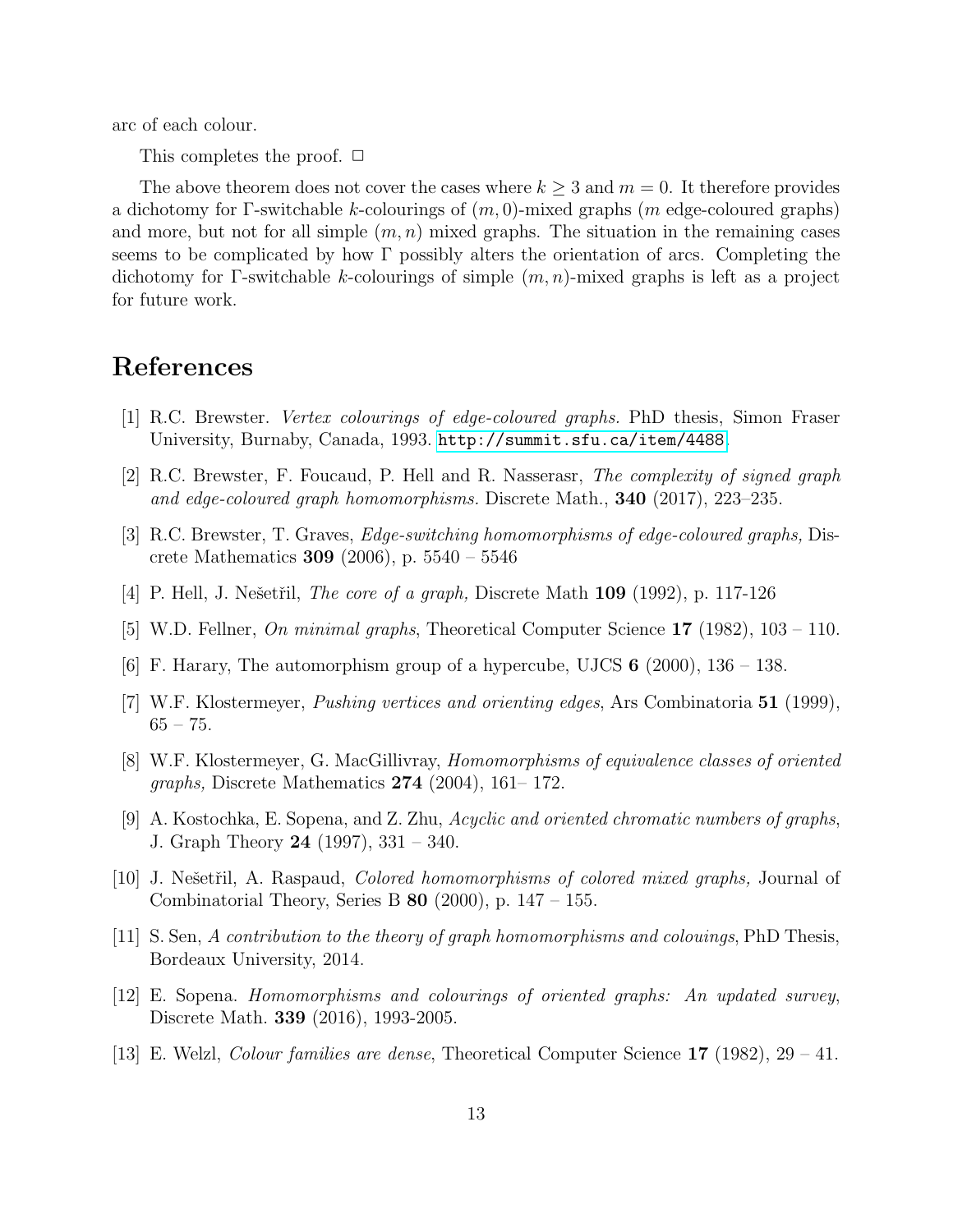arc of each colour.

This completes the proof. □

The above theorem does not cover the cases where $k \geq 3$ and $m = 0$. It therefore provides a dichotomy for $\Gamma$-switchable $k$-colourings of $(m, 0)$-mixed graphs ($m$ edge-coloured graphs) and more, but not for all simple $(m, n)$ mixed graphs. The situation in the remaining cases seems to be complicated by how $\Gamma$ possibly alters the orientation of arcs. Completing the dichotomy for $\Gamma$-switchable $k$-colourings of simple $(m, n)$-mixed graphs is left as a project for future work.

## References

[1] R.C. Brewster. *Vertex colourings of edge-coloured graphs.* PhD thesis, Simon Fraser University, Burnaby, Canada, 1993. http://summit.sfu.ca/item/4488.

[2] R.C. Brewster, F. Foucaud, P. Hell and R. Nasserasr, *The complexity of signed graph and edge-coloured graph homomorphisms.* Discrete Math., **340** (2017), 223–235.

[3] R.C. Brewster, T. Graves, *Edge-switching homomorphisms of edge-coloured graphs,* Discrete Mathematics **309** (2006), p. 5540 – 5546

[4] P. Hell, J. Nešetřil, *The core of a graph,* Discrete Math **109** (1992), p. 117-126

[5] W.D. Fellner, *On minimal graphs*, Theoretical Computer Science **17** (1982), 103 – 110.

[6] F. Harary, The automorphism group of a hypercube, UJCS **6** (2000), 136 – 138.

[7] W.F. Klostermeyer, *Pushing vertices and orienting edges*, Ars Combinatoria **51** (1999), 65 – 75.

[8] W.F. Klostermeyer, G. MacGillivray, *Homomorphisms of equivalence classes of oriented graphs,* Discrete Mathematics **274** (2004), 161– 172.

[9] A. Kostochka, E. Sopena, and Z. Zhu, *Acyclic and oriented chromatic numbers of graphs*, J. Graph Theory **24** (1997), 331 – 340.

[10] J. Nešetřil, A. Raspaud, *Colored homomorphisms of colored mixed graphs,* Journal of Combinatorial Theory, Series B **80** (2000), p. 147 – 155.

[11] S. Sen, *A contribution to the theory of graph homomorphisms and colouings*, PhD Thesis, Bordeaux University, 2014.

[12] E. Sopena. *Homomorphisms and colourings of oriented graphs: An updated survey*, Discrete Math. **339** (2016), 1993-2005.

[13] E. Welzl, *Colour families are dense*, Theoretical Computer Science **17** (1982), 29 – 41.